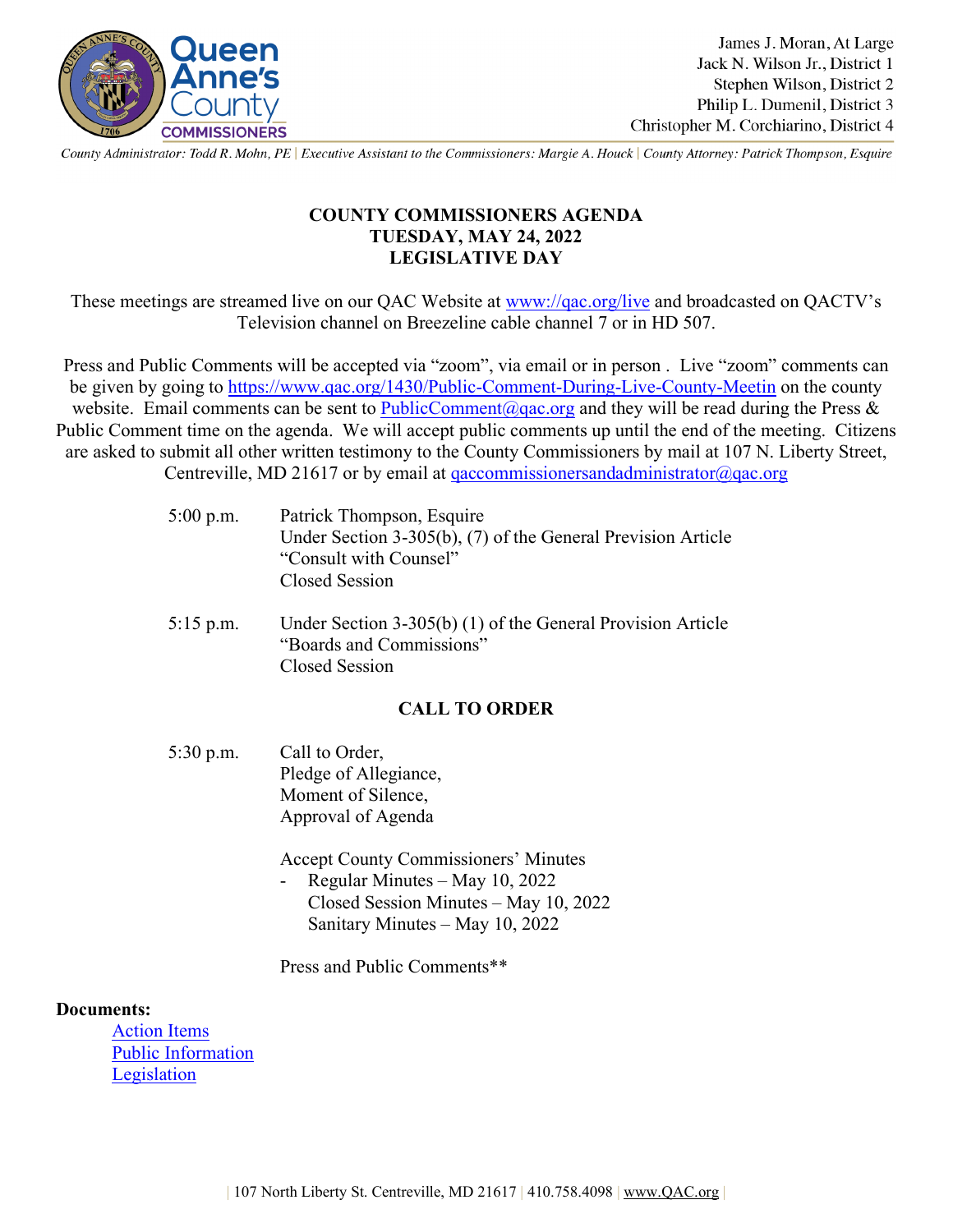Queen Anne's County COMMISSIONERS

James J. Moran, At Large
Jack N. Wilson Jr., District 1
Stephen Wilson, District 2
Philip L. Dumenil, District 3
Christopher M. Corchiarino, District 4

*County Administrator: Todd R. Mohn, PE | Executive Assistant to the Commissioners: Margie A. Houck | County Attorney: Patrick Thompson, Esquire*

# COUNTY COMMISSIONERS AGENDA
## TUESDAY, MAY 24, 2022
## LEGISLATIVE DAY

These meetings are streamed live on our QAC Website at [www://qac.org/live](www://qac.org/live) and broadcasted on QACTV's Television channel on Breezeline cable channel 7 or in HD 507.

Press and Public Comments will be accepted via "zoom", via email or in person . Live "zoom" comments can be given by going to [https://www.qac.org/1430/Public-Comment-During-Live-County-Meetin](https://www.qac.org/1430/Public-Comment-During-Live-County-Meetin) on the county website. Email comments can be sent to [PublicComment@qac.org](mailto:PublicComment@qac.org) and they will be read during the Press & Public Comment time on the agenda. We will accept public comments up until the end of the meeting. Citizens are asked to submit all other written testimony to the County Commissioners by mail at 107 N. Liberty Street, Centreville, MD 21617 or by email at [qaccommissionersandadministrator@qac.org](mailto:qaccommissionersandadministrator@qac.org)

5:00 p.m. Patrick Thompson, Esquire
Under Section 3-305(b), (7) of the General Prevision Article
"Consult with Counsel"
Closed Session

5:15 p.m. Under Section 3-305(b) (1) of the General Provision Article
"Boards and Commissions"
Closed Session

## CALL TO ORDER

5:30 p.m. Call to Order,
Pledge of Allegiance,
Moment of Silence,
Approval of Agenda

Accept County Commissioners' Minutes
- Regular Minutes – May 10, 2022
  Closed Session Minutes – May 10, 2022
  Sanitary Minutes – May 10, 2022

Press and Public Comments**

**Documents:**

- Action Items
- Public Information
- Legislation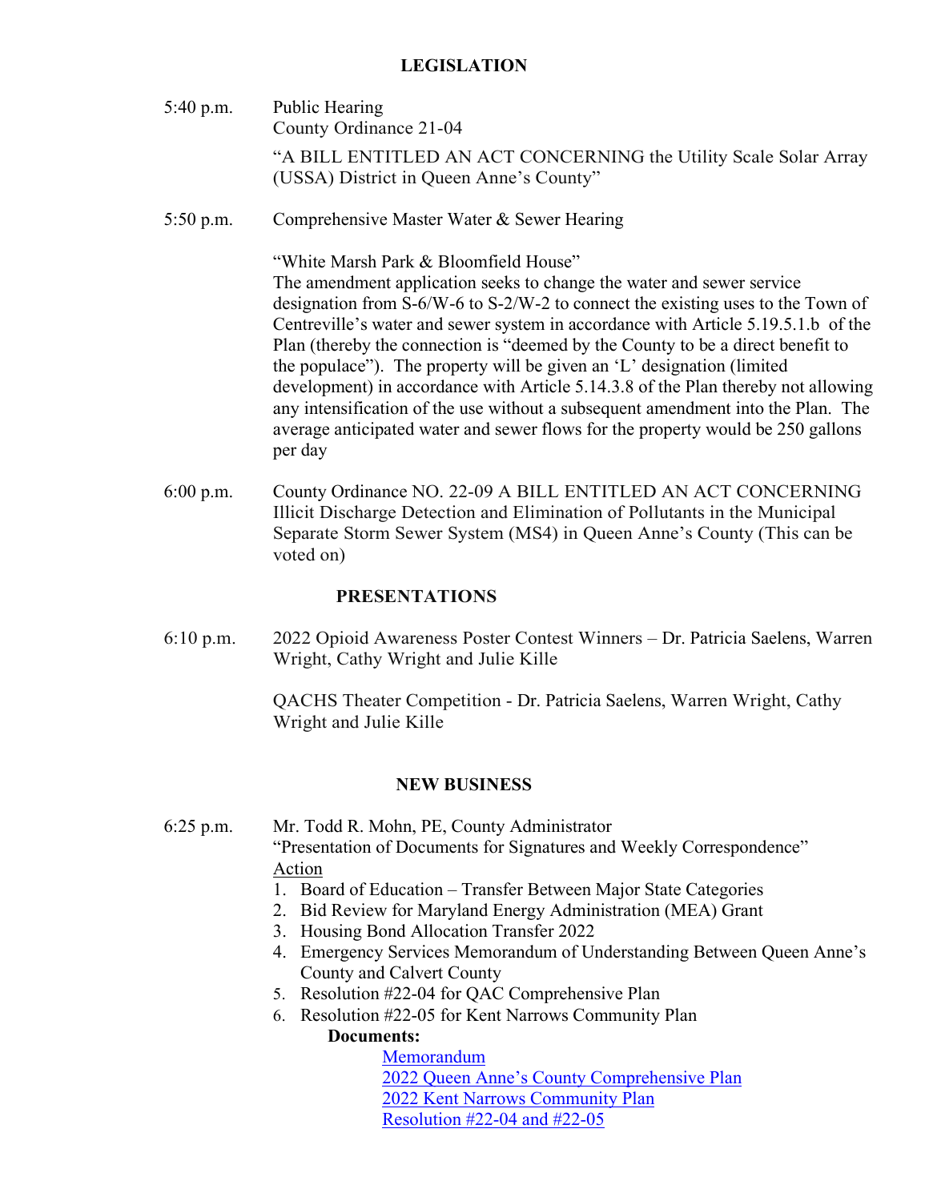## LEGISLATION

5:40 p.m. Public Hearing
County Ordinance 21-04

"A BILL ENTITLED AN ACT CONCERNING the Utility Scale Solar Array (USSA) District in Queen Anne's County"

5:50 p.m. Comprehensive Master Water & Sewer Hearing

"White Marsh Park & Bloomfield House"
The amendment application seeks to change the water and sewer service designation from S-6/W-6 to S-2/W-2 to connect the existing uses to the Town of Centreville's water and sewer system in accordance with Article 5.19.5.1.b of the Plan (thereby the connection is "deemed by the County to be a direct benefit to the populace"). The property will be given an 'L' designation (limited development) in accordance with Article 5.14.3.8 of the Plan thereby not allowing any intensification of the use without a subsequent amendment into the Plan. The average anticipated water and sewer flows for the property would be 250 gallons per day

6:00 p.m. County Ordinance NO. 22-09 A BILL ENTITLED AN ACT CONCERNING Illicit Discharge Detection and Elimination of Pollutants in the Municipal Separate Storm Sewer System (MS4) in Queen Anne's County (This can be voted on)

## PRESENTATIONS

6:10 p.m. 2022 Opioid Awareness Poster Contest Winners – Dr. Patricia Saelens, Warren Wright, Cathy Wright and Julie Kille

QACHS Theater Competition - Dr. Patricia Saelens, Warren Wright, Cathy Wright and Julie Kille

## NEW BUSINESS

6:25 p.m. Mr. Todd R. Mohn, PE, County Administrator
"Presentation of Documents for Signatures and Weekly Correspondence"
Action

1. Board of Education – Transfer Between Major State Categories
2. Bid Review for Maryland Energy Administration (MEA) Grant
3. Housing Bond Allocation Transfer 2022
4. Emergency Services Memorandum of Understanding Between Queen Anne's County and Calvert County
5. Resolution #22-04 for QAC Comprehensive Plan
6. Resolution #22-05 for Kent Narrows Community Plan

**Documents:**

Memorandum
2022 Queen Anne's County Comprehensive Plan
2022 Kent Narrows Community Plan
Resolution #22-04 and #22-05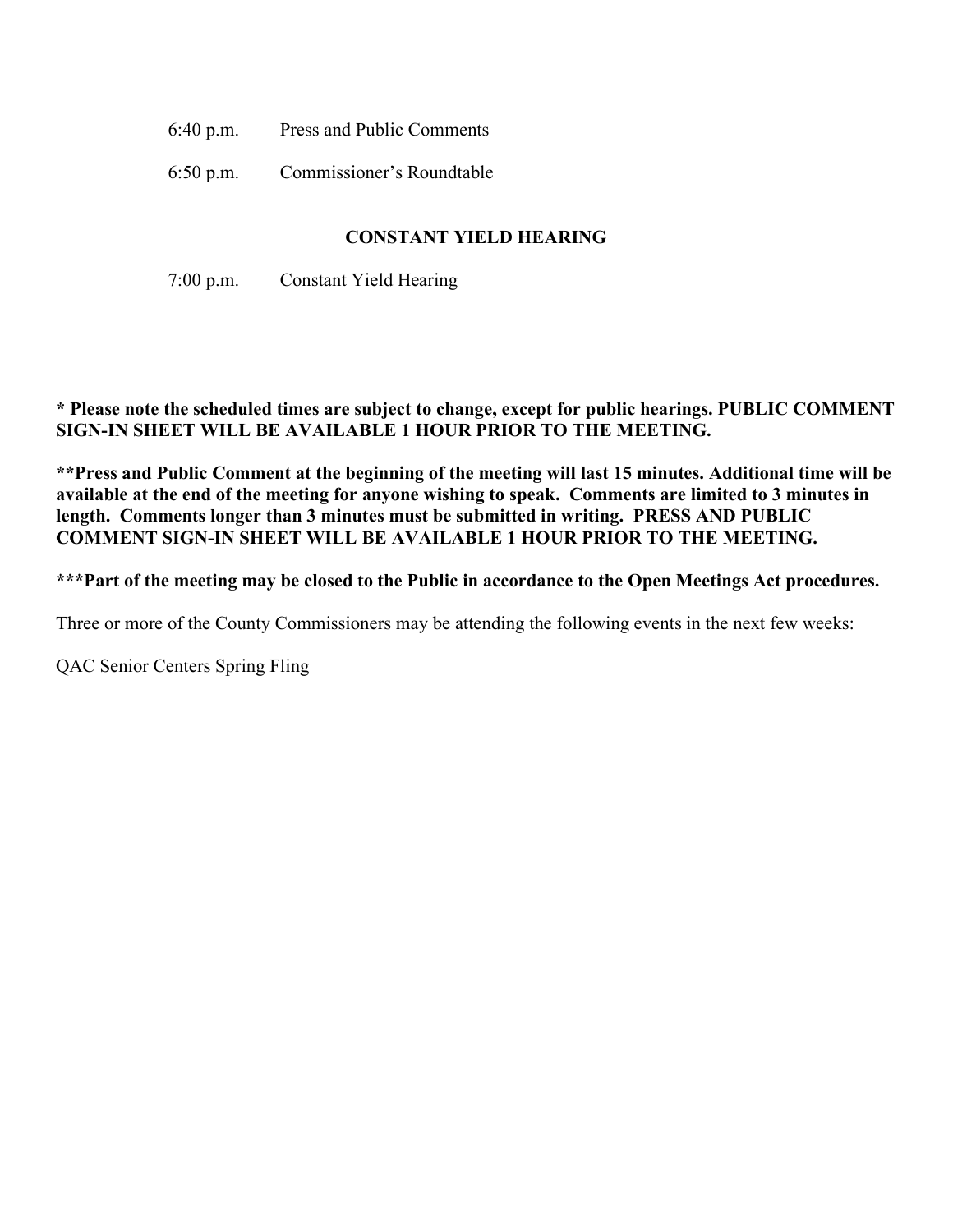6:40 p.m.	Press and Public Comments

6:50 p.m.	Commissioner's Roundtable

**CONSTANT YIELD HEARING**

7:00 p.m.	Constant Yield Hearing

**\* Please note the scheduled times are subject to change, except for public hearings. PUBLIC COMMENT SIGN-IN SHEET WILL BE AVAILABLE 1 HOUR PRIOR TO THE MEETING.**

**\*\*Press and Public Comment at the beginning of the meeting will last 15 minutes. Additional time will be available at the end of the meeting for anyone wishing to speak. Comments are limited to 3 minutes in length. Comments longer than 3 minutes must be submitted in writing. PRESS AND PUBLIC COMMENT SIGN-IN SHEET WILL BE AVAILABLE 1 HOUR PRIOR TO THE MEETING.**

**\*\*\*Part of the meeting may be closed to the Public in accordance to the Open Meetings Act procedures.**

Three or more of the County Commissioners may be attending the following events in the next few weeks:

QAC Senior Centers Spring Fling